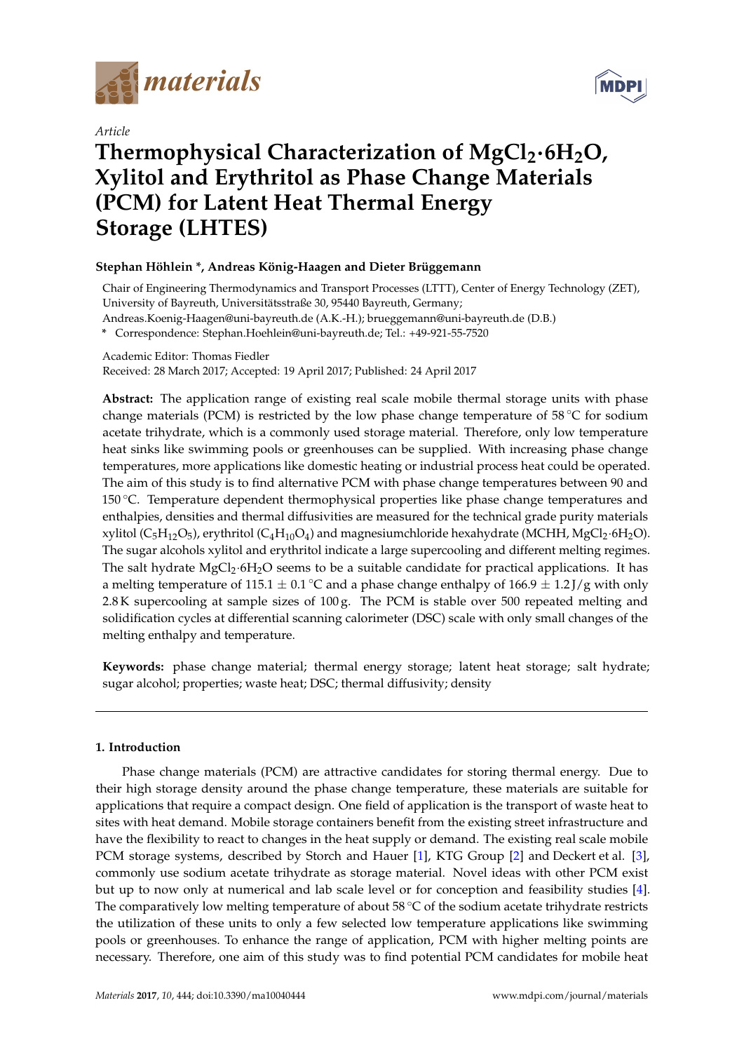*Article*

# Thermophysical Characterization of $MgCl_2{\cdot}6H_2O$, Xylitol and Erythritol as Phase Change Materials (PCM) for Latent Heat Thermal Energy Storage (LHTES)

**Stephan Höhlein \*, Andreas König-Haagen and Dieter Brüggemann**

Chair of Engineering Thermodynamics and Transport Processes (LTTT), Center of Energy Technology (ZET), University of Bayreuth, Universitätsstraße 30, 95440 Bayreuth, Germany; Andreas.Koenig-Haagen@uni-bayreuth.de (A.K.-H.); brueggemann@uni-bayreuth.de (D.B.)

\* Correspondence: Stephan.Hoehlein@uni-bayreuth.de; Tel.: +49-921-55-7520

Academic Editor: Thomas Fiedler

Received: 28 March 2017; Accepted: 19 April 2017; Published: 24 April 2017

**Abstract:** The application range of existing real scale mobile thermal storage units with phase change materials (PCM) is restricted by the low phase change temperature of 58 °C for sodium acetate trihydrate, which is a commonly used storage material. Therefore, only low temperature heat sinks like swimming pools or greenhouses can be supplied. With increasing phase change temperatures, more applications like domestic heating or industrial process heat could be operated. The aim of this study is to find alternative PCM with phase change temperatures between 90 and 150 °C. Temperature dependent thermophysical properties like phase change temperatures and enthalpies, densities and thermal diffusivities are measured for the technical grade purity materials xylitol ($C_5H_{12}O_5$), erythritol ($C_4H_{10}O_4$) and magnesiumchloride hexahydrate (MCHH, $MgCl_2{\cdot}6H_2O$). The sugar alcohols xylitol and erythritol indicate a large supercooling and different melting regimes. The salt hydrate $MgCl_2{\cdot}6H_2O$ seems to be a suitable candidate for practical applications. It has a melting temperature of $115.1 \pm 0.1$ °C and a phase change enthalpy of $166.9 \pm 1.2$ J/g with only 2.8 K supercooling at sample sizes of 100 g. The PCM is stable over 500 repeated melting and solidification cycles at differential scanning calorimeter (DSC) scale with only small changes of the melting enthalpy and temperature.

**Keywords:** phase change material; thermal energy storage; latent heat storage; salt hydrate; sugar alcohol; properties; waste heat; DSC; thermal diffusivity; density

## 1. Introduction

Phase change materials (PCM) are attractive candidates for storing thermal energy. Due to their high storage density around the phase change temperature, these materials are suitable for applications that require a compact design. One field of application is the transport of waste heat to sites with heat demand. Mobile storage containers benefit from the existing street infrastructure and have the flexibility to react to changes in the heat supply or demand. The existing real scale mobile PCM storage systems, described by Storch and Hauer [1], KTG Group [2] and Deckert et al. [3], commonly use sodium acetate trihydrate as storage material. Novel ideas with other PCM exist but up to now only at numerical and lab scale level or for conception and feasibility studies [4]. The comparatively low melting temperature of about 58 °C of the sodium acetate trihydrate restricts the utilization of these units to only a few selected low temperature applications like swimming pools or greenhouses. To enhance the range of application, PCM with higher melting points are necessary. Therefore, one aim of this study was to find potential PCM candidates for mobile heat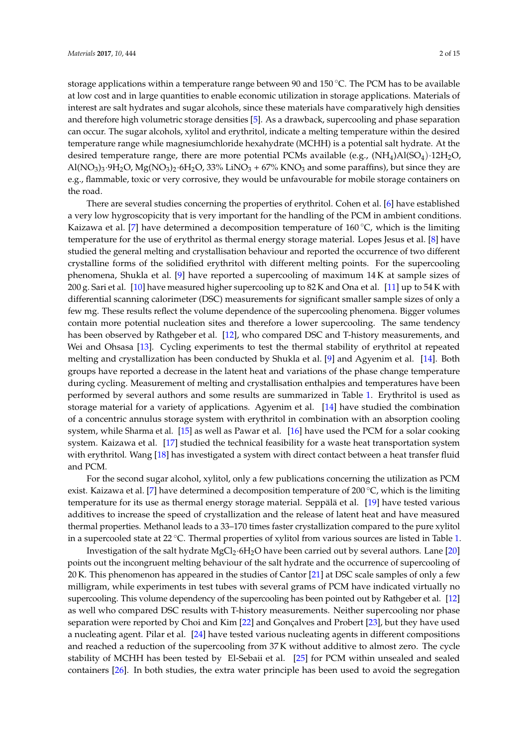storage applications within a temperature range between 90 and 150 °C. The PCM has to be available at low cost and in large quantities to enable economic utilization in storage applications. Materials of interest are salt hydrates and sugar alcohols, since these materials have comparatively high densities and therefore high volumetric storage densities [5]. As a drawback, supercooling and phase separation can occur. The sugar alcohols, xylitol and erythritol, indicate a melting temperature within the desired temperature range while magnesiumchloride hexahydrate (MCHH) is a potential salt hydrate. At the desired temperature range, there are more potential PCMs available (e.g., $(NH_4)Al(SO_4)\cdot 12H_2O$, $Al(NO_3)_3\cdot 9H_2O$, $Mg(NO_3)_2\cdot 6H_2O$, 33% $LiNO_3$ + 67% $KNO_3$ and some paraffins), but since they are e.g., flammable, toxic or very corrosive, they would be unfavourable for mobile storage containers on the road.

There are several studies concerning the properties of erythritol. Cohen et al. [6] have established a very low hygroscopicity that is very important for the handling of the PCM in ambient conditions. Kaizawa et al. [7] have determined a decomposition temperature of 160 °C, which is the limiting temperature for the use of erythritol as thermal energy storage material. Lopes Jesus et al. [8] have studied the general melting and crystallisation behaviour and reported the occurrence of two different crystalline forms of the solidified erythritol with different melting points. For the supercooling phenomena, Shukla et al. [9] have reported a supercooling of maximum 14 K at sample sizes of 200 g. Sari et al. [10] have measured higher supercooling up to 82 K and Ona et al. [11] up to 54 K with differential scanning calorimeter (DSC) measurements for significant smaller sample sizes of only a few mg. These results reflect the volume dependence of the supercooling phenomena. Bigger volumes contain more potential nucleation sites and therefore a lower supercooling. The same tendency has been observed by Rathgeber et al. [12], who compared DSC and T-history measurements, and Wei and Ohsasa [13]. Cycling experiments to test the thermal stability of erythritol at repeated melting and crystallization has been conducted by Shukla et al. [9] and Agyenim et al. [14]. Both groups have reported a decrease in the latent heat and variations of the phase change temperature during cycling. Measurement of melting and crystallisation enthalpies and temperatures have been performed by several authors and some results are summarized in Table 1. Erythritol is used as storage material for a variety of applications. Agyenim et al. [14] have studied the combination of a concentric annulus storage system with erythritol in combination with an absorption cooling system, while Sharma et al. [15] as well as Pawar et al. [16] have used the PCM for a solar cooking system. Kaizawa et al. [17] studied the technical feasibility for a waste heat transportation system with erythritol. Wang [18] has investigated a system with direct contact between a heat transfer fluid and PCM.

For the second sugar alcohol, xylitol, only a few publications concerning the utilization as PCM exist. Kaizawa et al. [7] have determined a decomposition temperature of 200 °C, which is the limiting temperature for its use as thermal energy storage material. Seppälä et al. [19] have tested various additives to increase the speed of crystallization and the release of latent heat and have measured thermal properties. Methanol leads to a 33–170 times faster crystallization compared to the pure xylitol in a supercooled state at 22 °C. Thermal properties of xylitol from various sources are listed in Table 1.

Investigation of the salt hydrate $MgCl_2\cdot 6H_2O$ have been carried out by several authors. Lane [20] points out the incongruent melting behaviour of the salt hydrate and the occurrence of supercooling of 20 K. This phenomenon has appeared in the studies of Cantor [21] at DSC scale samples of only a few milligram, while experiments in test tubes with several grams of PCM have indicated virtually no supercooling. This volume dependency of the supercooling has been pointed out by Rathgeber et al. [12] as well who compared DSC results with T-history measurements. Neither supercooling nor phase separation were reported by Choi and Kim [22] and Gonçalves and Probert [23], but they have used a nucleating agent. Pilar et al. [24] have tested various nucleating agents in different compositions and reached a reduction of the supercooling from 37 K without additive to almost zero. The cycle stability of MCHH has been tested by El-Sebaii et al. [25] for PCM within unsealed and sealed containers [26]. In both studies, the extra water principle has been used to avoid the segregation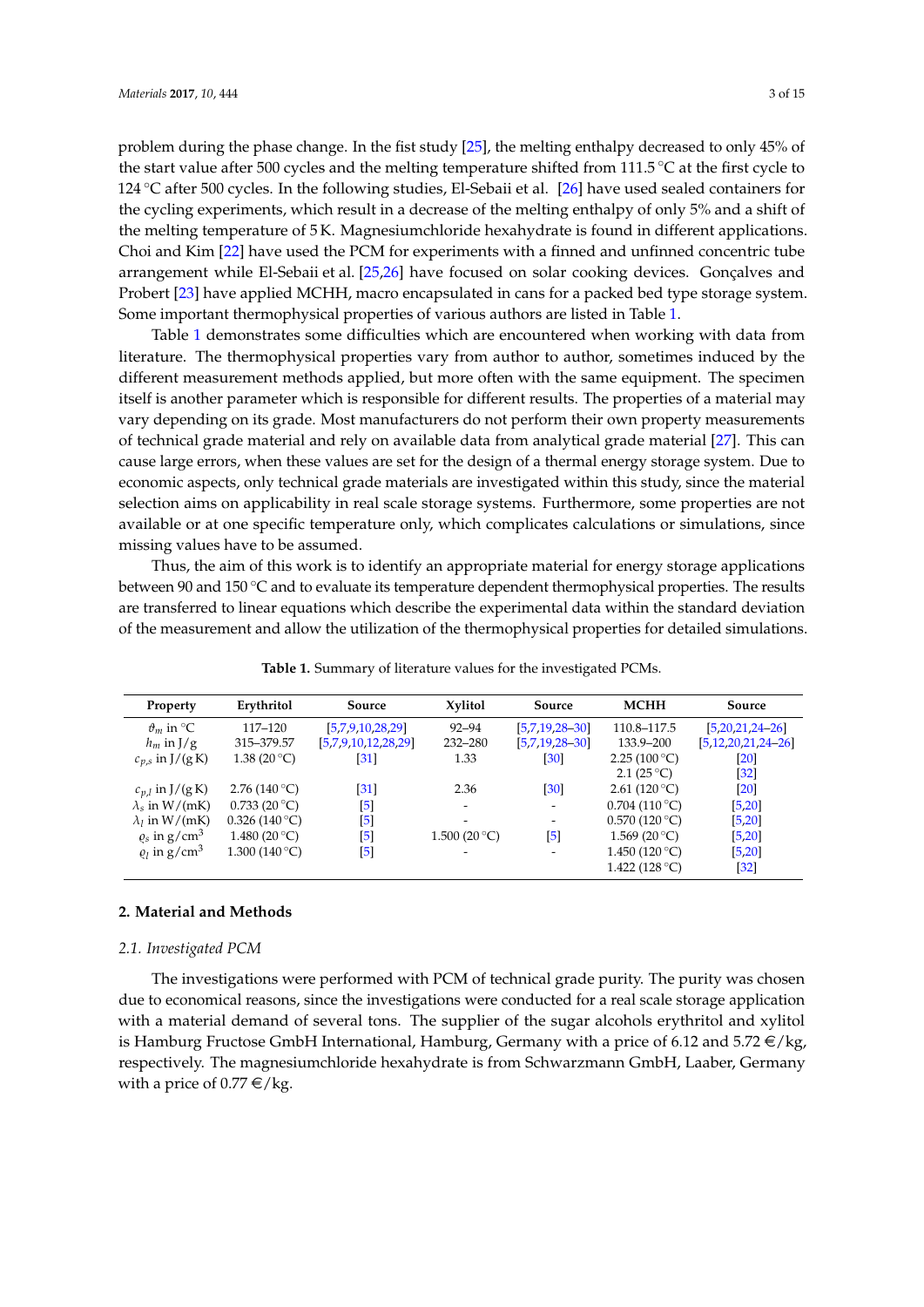problem during the phase change. In the fist study [25], the melting enthalpy decreased to only 45% of the start value after 500 cycles and the melting temperature shifted from 111.5 °C at the first cycle to 124 °C after 500 cycles. In the following studies, El-Sebaii et al. [26] have used sealed containers for the cycling experiments, which result in a decrease of the melting enthalpy of only 5% and a shift of the melting temperature of 5 K. Magnesiumchloride hexahydrate is found in different applications. Choi and Kim [22] have used the PCM for experiments with a finned and unfinned concentric tube arrangement while El-Sebaii et al. [25,26] have focused on solar cooking devices. Gonçalves and Probert [23] have applied MCHH, macro encapsulated in cans for a packed bed type storage system. Some important thermophysical properties of various authors are listed in Table 1.

Table 1 demonstrates some difficulties which are encountered when working with data from literature. The thermophysical properties vary from author to author, sometimes induced by the different measurement methods applied, but more often with the same equipment. The specimen itself is another parameter which is responsible for different results. The properties of a material may vary depending on its grade. Most manufacturers do not perform their own property measurements of technical grade material and rely on available data from analytical grade material [27]. This can cause large errors, when these values are set for the design of a thermal energy storage system. Due to economic aspects, only technical grade materials are investigated within this study, since the material selection aims on applicability in real scale storage systems. Furthermore, some properties are not available or at one specific temperature only, which complicates calculations or simulations, since missing values have to be assumed.

Thus, the aim of this work is to identify an appropriate material for energy storage applications between 90 and 150 °C and to evaluate its temperature dependent thermophysical properties. The results are transferred to linear equations which describe the experimental data within the standard deviation of the measurement and allow the utilization of the thermophysical properties for detailed simulations.

**Table 1.** Summary of literature values for the investigated PCMs.

| Property | Erythritol | Source | Xylitol | Source | MCHH | Source |
|---|---|---|---|---|---|---|
| $\vartheta_m$ in °C | 117–120 | [5,7,9,10,28,29] | 92–94 | [5,7,19,28–30] | 110.8–117.5 | [5,20,21,24–26] |
| $h_m$ in J/g | 315–379.57 | [5,7,9,10,12,28,29] | 232–280 | [5,7,19,28–30] | 133.9–200 | [5,12,20,21,24–26] |
| $c_{p,s}$ in J/(g K) | 1.38 (20 °C) | [31] | 1.33 | [30] | 2.25 (100 °C) | [20] |
| | | | | | 2.1 (25 °C) | [32] |
| $c_{p,l}$ in J/(g K) | 2.76 (140 °C) | [31] | 2.36 | [30] | 2.61 (120 °C) | [20] |
| $\lambda_s$ in W/(mK) | 0.733 (20 °C) | [5] | - | - | 0.704 (110 °C) | [5,20] |
| $\lambda_l$ in W/(mK) | 0.326 (140 °C) | [5] | - | - | 0.570 (120 °C) | [5,20] |
| $\varrho_s$ in g/cm$^3$ | 1.480 (20 °C) | [5] | 1.500 (20 °C) | [5] | 1.569 (20 °C) | [5,20] |
| $\varrho_l$ in g/cm$^3$ | 1.300 (140 °C) | [5] | - | - | 1.450 (120 °C) | [5,20] |
| | | | | | 1.422 (128 °C) | [32] |

## 2. Material and Methods

### 2.1. Investigated PCM

The investigations were performed with PCM of technical grade purity. The purity was chosen due to economical reasons, since the investigations were conducted for a real scale storage application with a material demand of several tons. The supplier of the sugar alcohols erythritol and xylitol is Hamburg Fructose GmbH International, Hamburg, Germany with a price of 6.12 and 5.72 €/kg, respectively. The magnesiumchloride hexahydrate is from Schwarzmann GmbH, Laaber, Germany with a price of 0.77 €/kg.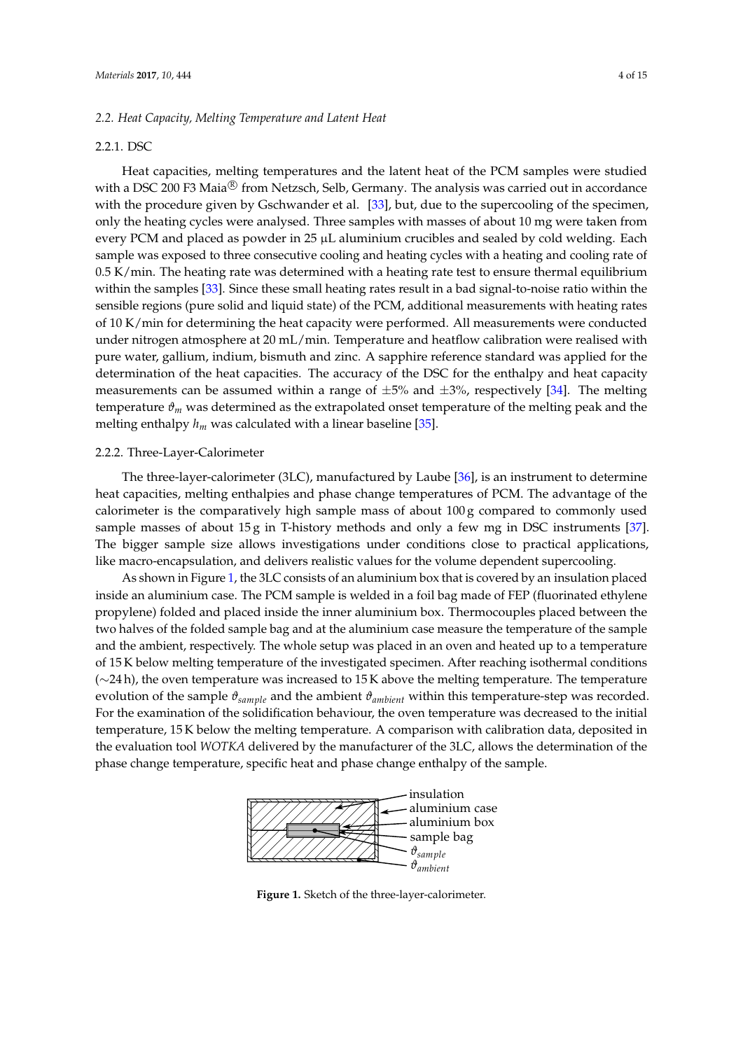### 2.2. Heat Capacity, Melting Temperature and Latent Heat

#### 2.2.1. DSC

Heat capacities, melting temperatures and the latent heat of the PCM samples were studied with a DSC 200 F3 Maia® from Netzsch, Selb, Germany. The analysis was carried out in accordance with the procedure given by Gschwander et al. [33], but, due to the supercooling of the specimen, only the heating cycles were analysed. Three samples with masses of about 10 mg were taken from every PCM and placed as powder in 25 µL aluminium crucibles and sealed by cold welding. Each sample was exposed to three consecutive cooling and heating cycles with a heating and cooling rate of 0.5 K/min. The heating rate was determined with a heating rate test to ensure thermal equilibrium within the samples [33]. Since these small heating rates result in a bad signal-to-noise ratio within the sensible regions (pure solid and liquid state) of the PCM, additional measurements with heating rates of 10 K/min for determining the heat capacity were performed. All measurements were conducted under nitrogen atmosphere at 20 mL/min. Temperature and heatflow calibration were realised with pure water, gallium, indium, bismuth and zinc. A sapphire reference standard was applied for the determination of the heat capacities. The accuracy of the DSC for the enthalpy and heat capacity measurements can be assumed within a range of $\pm 5\%$ and $\pm 3\%$, respectively [34]. The melting temperature $\vartheta_m$ was determined as the extrapolated onset temperature of the melting peak and the melting enthalpy $h_m$ was calculated with a linear baseline [35].

#### 2.2.2. Three-Layer-Calorimeter

The three-layer-calorimeter (3LC), manufactured by Laube [36], is an instrument to determine heat capacities, melting enthalpies and phase change temperatures of PCM. The advantage of the calorimeter is the comparatively high sample mass of about 100 g compared to commonly used sample masses of about 15 g in T-history methods and only a few mg in DSC instruments [37]. The bigger sample size allows investigations under conditions close to practical applications, like macro-encapsulation, and delivers realistic values for the volume dependent supercooling.

As shown in Figure 1, the 3LC consists of an aluminium box that is covered by an insulation placed inside an aluminium case. The PCM sample is welded in a foil bag made of FEP (fluorinated ethylene propylene) folded and placed inside the inner aluminium box. Thermocouples placed between the two halves of the folded sample bag and at the aluminium case measure the temperature of the sample and the ambient, respectively. The whole setup was placed in an oven and heated up to a temperature of 15 K below melting temperature of the investigated specimen. After reaching isothermal conditions (∼24 h), the oven temperature was increased to 15 K above the melting temperature. The temperature evolution of the sample $\vartheta_{sample}$ and the ambient $\vartheta_{ambient}$ within this temperature-step was recorded. For the examination of the solidification behaviour, the oven temperature was decreased to the initial temperature, 15 K below the melting temperature. A comparison with calibration data, deposited in the evaluation tool *WOTKA* delivered by the manufacturer of the 3LC, allows the determination of the phase change temperature, specific heat and phase change enthalpy of the sample.

insulation
aluminium case
aluminium box
sample bag
$\vartheta_{sample}$
$\vartheta_{ambient}$

**Figure 1.** Sketch of the three-layer-calorimeter.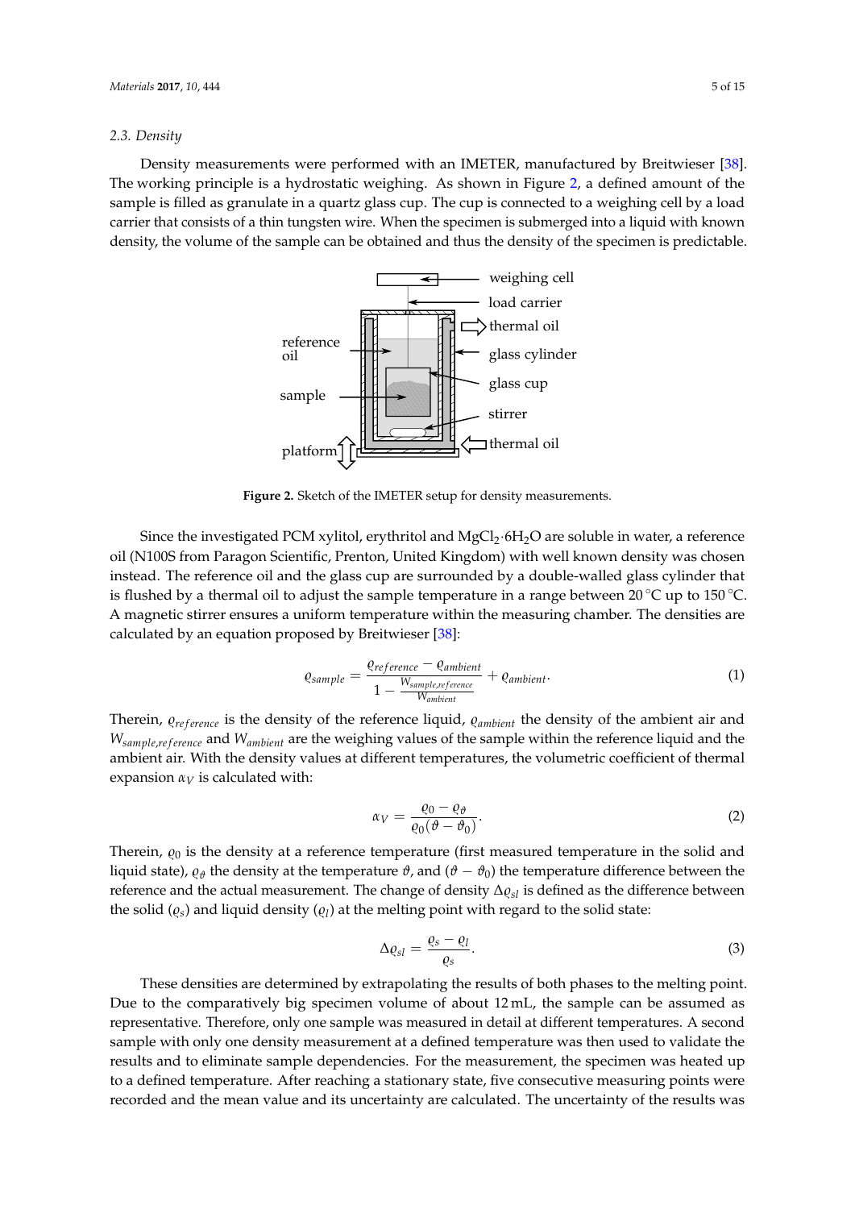### 2.3. Density

Density measurements were performed with an IMETER, manufactured by Breitwieser [38]. The working principle is a hydrostatic weighing. As shown in Figure 2, a defined amount of the sample is filled as granulate in a quartz glass cup. The cup is connected to a weighing cell by a load carrier that consists of a thin tungsten wire. When the specimen is submerged into a liquid with known density, the volume of the sample can be obtained and thus the density of the specimen is predictable.

**Figure 2.** Sketch of the IMETER setup for density measurements.

Since the investigated PCM xylitol, erythritol and $MgCl_2 \cdot 6H_2O$ are soluble in water, a reference oil (N100S from Paragon Scientific, Prenton, United Kingdom) with well known density was chosen instead. The reference oil and the glass cup are surrounded by a double-walled glass cylinder that is flushed by a thermal oil to adjust the sample temperature in a range between 20 °C up to 150 °C. A magnetic stirrer ensures a uniform temperature within the measuring chamber. The densities are calculated by an equation proposed by Breitwieser [38]:

$$\varrho_{sample} = \frac{\varrho_{reference} - \varrho_{ambient}}{1 - \frac{W_{sample,reference}}{W_{ambient}}} + \varrho_{ambient}. \tag{1}$$

Therein, $\varrho_{reference}$ is the density of the reference liquid, $\varrho_{ambient}$ the density of the ambient air and $W_{sample,reference}$ and $W_{ambient}$ are the weighing values of the sample within the reference liquid and the ambient air. With the density values at different temperatures, the volumetric coefficient of thermal expansion $\alpha_V$ is calculated with:

$$\alpha_V = \frac{\varrho_0 - \varrho_\vartheta}{\varrho_0(\vartheta - \vartheta_0)}. \tag{2}$$

Therein, $\varrho_0$ is the density at a reference temperature (first measured temperature in the solid and liquid state), $\varrho_\vartheta$ the density at the temperature $\vartheta$, and $(\vartheta - \vartheta_0)$ the temperature difference between the reference and the actual measurement. The change of density $\Delta\varrho_{sl}$ is defined as the difference between the solid ($\varrho_s$) and liquid density ($\varrho_l$) at the melting point with regard to the solid state:

$$\Delta\varrho_{sl} = \frac{\varrho_s - \varrho_l}{\varrho_s}. \tag{3}$$

These densities are determined by extrapolating the results of both phases to the melting point. Due to the comparatively big specimen volume of about 12 mL, the sample can be assumed as representative. Therefore, only one sample was measured in detail at different temperatures. A second sample with only one density measurement at a defined temperature was then used to validate the results and to eliminate sample dependencies. For the measurement, the specimen was heated up to a defined temperature. After reaching a stationary state, five consecutive measuring points were recorded and the mean value and its uncertainty are calculated. The uncertainty of the results was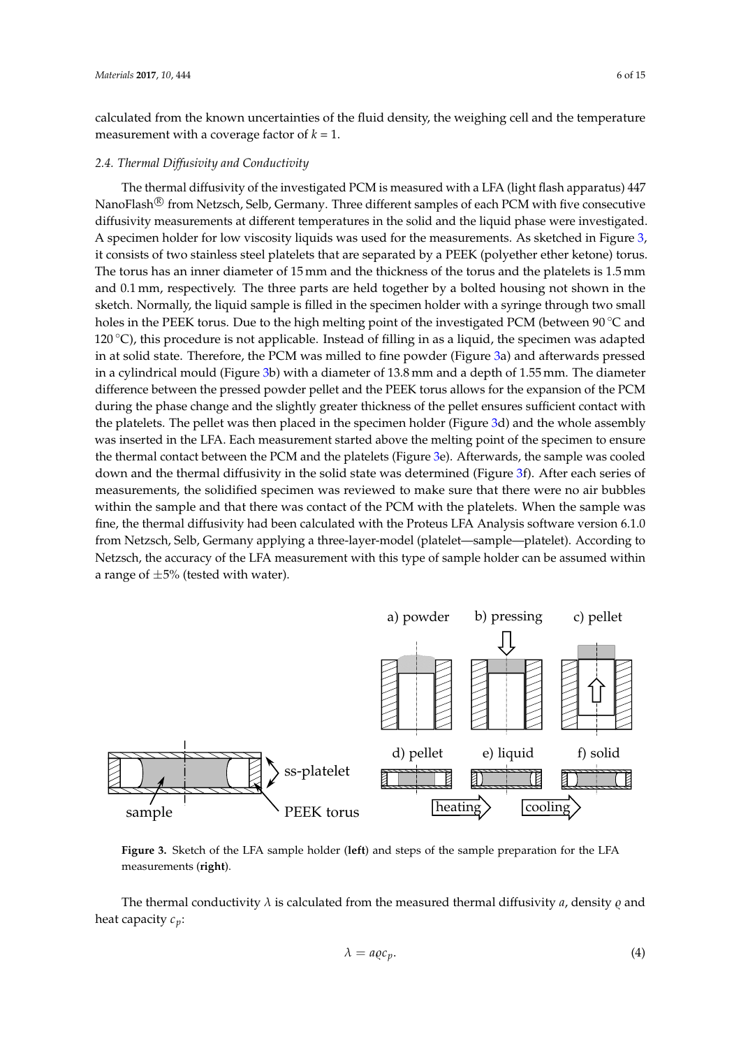calculated from the known uncertainties of the fluid density, the weighing cell and the temperature measurement with a coverage factor of $k = 1$.

### 2.4. Thermal Diffusivity and Conductivity

The thermal diffusivity of the investigated PCM is measured with a LFA (light flash apparatus) 447 NanoFlash® from Netzsch, Selb, Germany. Three different samples of each PCM with five consecutive diffusivity measurements at different temperatures in the solid and the liquid phase were investigated. A specimen holder for low viscosity liquids was used for the measurements. As sketched in Figure 3, it consists of two stainless steel platelets that are separated by a PEEK (polyether ether ketone) torus. The torus has an inner diameter of 15 mm and the thickness of the torus and the platelets is 1.5 mm and 0.1 mm, respectively. The three parts are held together by a bolted housing not shown in the sketch. Normally, the liquid sample is filled in the specimen holder with a syringe through two small holes in the PEEK torus. Due to the high melting point of the investigated PCM (between 90 °C and 120 °C), this procedure is not applicable. Instead of filling in as a liquid, the specimen was adapted in at solid state. Therefore, the PCM was milled to fine powder (Figure 3a) and afterwards pressed in a cylindrical mould (Figure 3b) with a diameter of 13.8 mm and a depth of 1.55 mm. The diameter difference between the pressed powder pellet and the PEEK torus allows for the expansion of the PCM during the phase change and the slightly greater thickness of the pellet ensures sufficient contact with the platelets. The pellet was then placed in the specimen holder (Figure 3d) and the whole assembly was inserted in the LFA. Each measurement started above the melting point of the specimen to ensure the thermal contact between the PCM and the platelets (Figure 3e). Afterwards, the sample was cooled down and the thermal diffusivity in the solid state was determined (Figure 3f). After each series of measurements, the solidified specimen was reviewed to make sure that there were no air bubbles within the sample and that there was contact of the PCM with the platelets. When the sample was fine, the thermal diffusivity had been calculated with the Proteus LFA Analysis software version 6.1.0 from Netzsch, Selb, Germany applying a three-layer-model (platelet—sample—platelet). According to Netzsch, the accuracy of the LFA measurement with this type of sample holder can be assumed within a range of ±5% (tested with water).

**Figure 3.** Sketch of the LFA sample holder (**left**) and steps of the sample preparation for the LFA measurements (**right**).

The thermal conductivity $\lambda$ is calculated from the measured thermal diffusivity $a$, density $\varrho$ and heat capacity $c_p$:

$$\lambda = a \varrho c_p. \tag{4}$$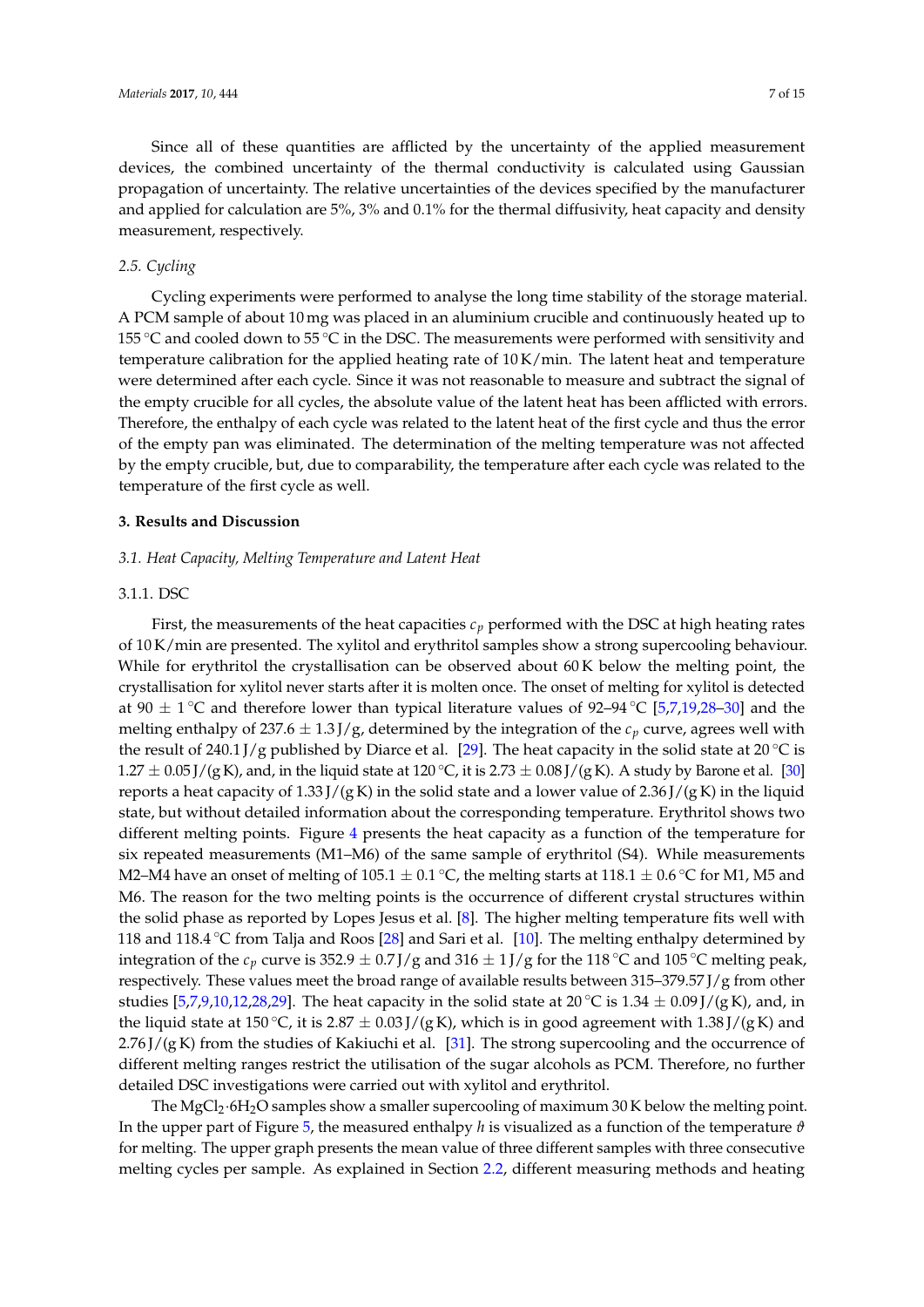Since all of these quantities are afflicted by the uncertainty of the applied measurement devices, the combined uncertainty of the thermal conductivity is calculated using Gaussian propagation of uncertainty. The relative uncertainties of the devices specified by the manufacturer and applied for calculation are 5%, 3% and 0.1% for the thermal diffusivity, heat capacity and density measurement, respectively.

### *2.5. Cycling*

Cycling experiments were performed to analyse the long time stability of the storage material. A PCM sample of about 10 mg was placed in an aluminium crucible and continuously heated up to 155 °C and cooled down to 55 °C in the DSC. The measurements were performed with sensitivity and temperature calibration for the applied heating rate of 10 K/min. The latent heat and temperature were determined after each cycle. Since it was not reasonable to measure and subtract the signal of the empty crucible for all cycles, the absolute value of the latent heat has been afflicted with errors. Therefore, the enthalpy of each cycle was related to the latent heat of the first cycle and thus the error of the empty pan was eliminated. The determination of the melting temperature was not affected by the empty crucible, but, due to comparability, the temperature after each cycle was related to the temperature of the first cycle as well.

## **3. Results and Discussion**

### *3.1. Heat Capacity, Melting Temperature and Latent Heat*

#### 3.1.1. DSC

First, the measurements of the heat capacities $c_p$ performed with the DSC at high heating rates of 10 K/min are presented. The xylitol and erythritol samples show a strong supercooling behaviour. While for erythritol the crystallisation can be observed about 60 K below the melting point, the crystallisation for xylitol never starts after it is molten once. The onset of melting for xylitol is detected at 90 ± 1 °C and therefore lower than typical literature values of 92–94 °C [5,7,19,28–30] and the melting enthalpy of 237.6 ± 1.3 J/g, determined by the integration of the $c_p$ curve, agrees well with the result of 240.1 J/g published by Diarce et al. [29]. The heat capacity in the solid state at 20 °C is 1.27 ± 0.05 J/(g K), and, in the liquid state at 120 °C, it is 2.73 ± 0.08 J/(g K). A study by Barone et al. [30] reports a heat capacity of 1.33 J/(g K) in the solid state and a lower value of 2.36 J/(g K) in the liquid state, but without detailed information about the corresponding temperature. Erythritol shows two different melting points. Figure 4 presents the heat capacity as a function of the temperature for six repeated measurements (M1–M6) of the same sample of erythritol (S4). While measurements M2–M4 have an onset of melting of 105.1 ± 0.1 °C, the melting starts at 118.1 ± 0.6 °C for M1, M5 and M6. The reason for the two melting points is the occurrence of different crystal structures within the solid phase as reported by Lopes Jesus et al. [8]. The higher melting temperature fits well with 118 and 118.4 °C from Talja and Roos [28] and Sari et al. [10]. The melting enthalpy determined by integration of the $c_p$ curve is 352.9 ± 0.7 J/g and 316 ± 1 J/g for the 118 °C and 105 °C melting peak, respectively. These values meet the broad range of available results between 315–379.57 J/g from other studies [5,7,9,10,12,28,29]. The heat capacity in the solid state at 20 °C is 1.34 ± 0.09 J/(g K), and, in the liquid state at 150 °C, it is 2.87 ± 0.03 J/(g K), which is in good agreement with 1.38 J/(g K) and 2.76 J/(g K) from the studies of Kakiuchi et al. [31]. The strong supercooling and the occurrence of different melting ranges restrict the utilisation of the sugar alcohols as PCM. Therefore, no further detailed DSC investigations were carried out with xylitol and erythritol.

The $MgCl_2 \cdot 6H_2O$ samples show a smaller supercooling of maximum 30 K below the melting point. In the upper part of Figure 5, the measured enthalpy $h$ is visualized as a function of the temperature $\vartheta$ for melting. The upper graph presents the mean value of three different samples with three consecutive melting cycles per sample. As explained in Section 2.2, different measuring methods and heating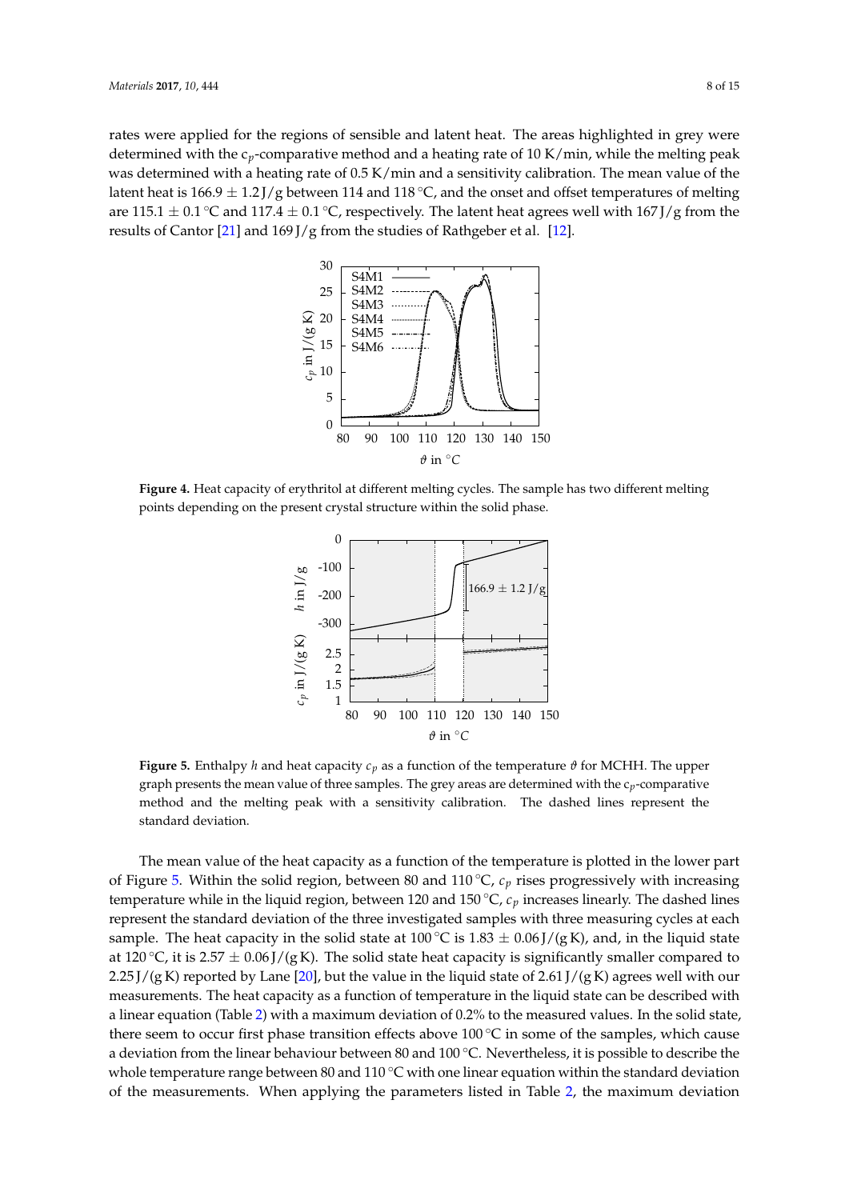rates were applied for the regions of sensible and latent heat. The areas highlighted in grey were determined with the $c_p$-comparative method and a heating rate of 10 K/min, while the melting peak was determined with a heating rate of 0.5 K/min and a sensitivity calibration. The mean value of the latent heat is $166.9 \pm 1.2$ J/g between 114 and 118 °C, and the onset and offset temperatures of melting are $115.1 \pm 0.1$ °C and $117.4 \pm 0.1$ °C, respectively. The latent heat agrees well with 167 J/g from the results of Cantor [21] and 169 J/g from the studies of Rathgeber et al. [12].

**Figure 4.** Heat capacity of erythritol at different melting cycles. The sample has two different melting points depending on the present crystal structure within the solid phase.

**Figure 5.** Enthalpy $h$ and heat capacity $c_p$ as a function of the temperature $\vartheta$ for MCHH. The upper graph presents the mean value of three samples. The grey areas are determined with the $c_p$-comparative method and the melting peak with a sensitivity calibration. The dashed lines represent the standard deviation.

The mean value of the heat capacity as a function of the temperature is plotted in the lower part of Figure 5. Within the solid region, between 80 and 110 °C, $c_p$ rises progressively with increasing temperature while in the liquid region, between 120 and 150 °C, $c_p$ increases linearly. The dashed lines represent the standard deviation of the three investigated samples with three measuring cycles at each sample. The heat capacity in the solid state at 100 °C is $1.83 \pm 0.06$ J/(g K), and, in the liquid state at 120 °C, it is $2.57 \pm 0.06$ J/(g K). The solid state heat capacity is significantly smaller compared to 2.25 J/(g K) reported by Lane [20], but the value in the liquid state of 2.61 J/(g K) agrees well with our measurements. The heat capacity as a function of temperature in the liquid state can be described with a linear equation (Table 2) with a maximum deviation of 0.2% to the measured values. In the solid state, there seem to occur first phase transition effects above 100 °C in some of the samples, which cause a deviation from the linear behaviour between 80 and 100 °C. Nevertheless, it is possible to describe the whole temperature range between 80 and 110 °C with one linear equation within the standard deviation of the measurements. When applying the parameters listed in Table 2, the maximum deviation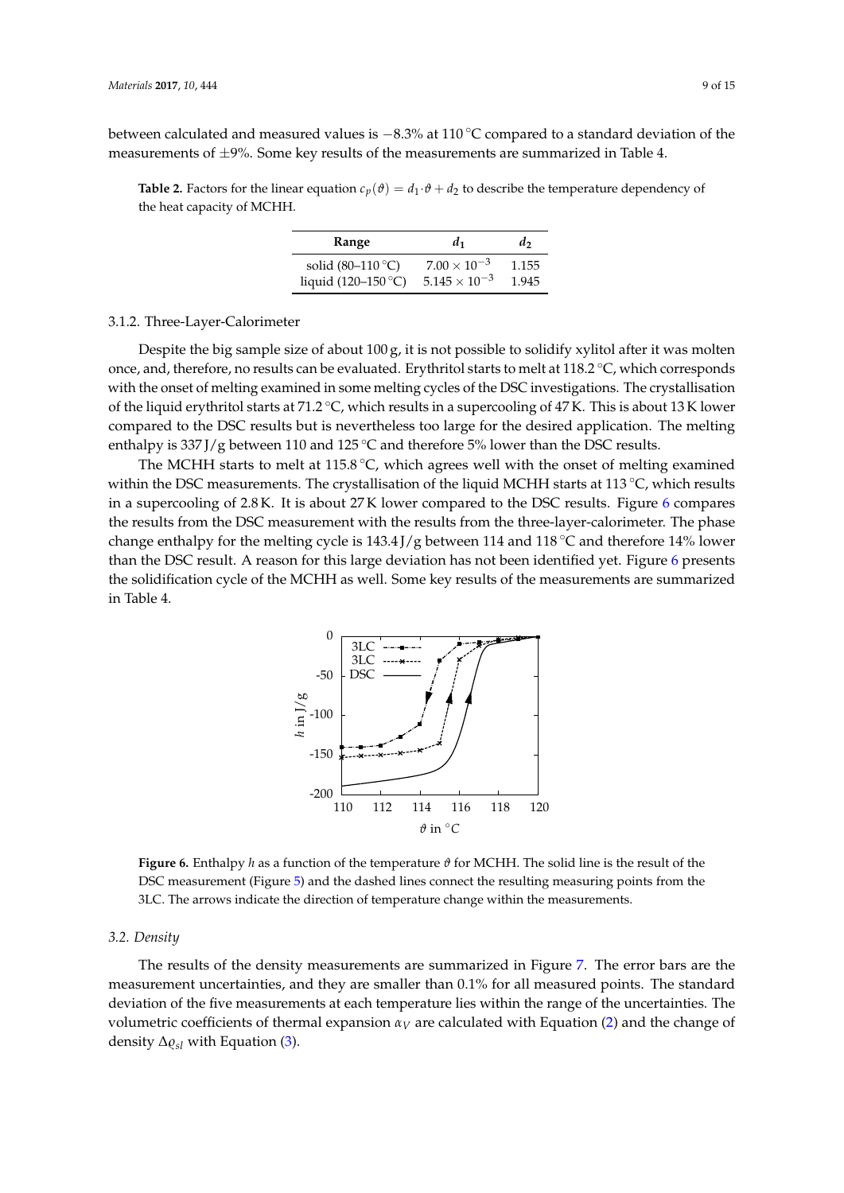between calculated and measured values is −8.3% at 110 °C compared to a standard deviation of the measurements of ±9%. Some key results of the measurements are summarized in Table 4.

**Table 2.** Factors for the linear equation $c_p(\vartheta) = d_1 \cdot \vartheta + d_2$ to describe the temperature dependency of the heat capacity of MCHH.

| Range | $d_1$ | $d_2$ |
|---|---|---|
| solid (80–110 °C) | $7.00 \times 10^{-3}$ | 1.155 |
| liquid (120–150 °C) | $5.145 \times 10^{-3}$ | 1.945 |

#### 3.1.2. Three-Layer-Calorimeter

Despite the big sample size of about 100 g, it is not possible to solidify xylitol after it was molten once, and, therefore, no results can be evaluated. Erythritol starts to melt at 118.2 °C, which corresponds with the onset of melting examined in some melting cycles of the DSC investigations. The crystallisation of the liquid erythritol starts at 71.2 °C, which results in a supercooling of 47 K. This is about 13 K lower compared to the DSC results but is nevertheless too large for the desired application. The melting enthalpy is 337 J/g between 110 and 125 °C and therefore 5% lower than the DSC results.

The MCHH starts to melt at 115.8 °C, which agrees well with the onset of melting examined within the DSC measurements. The crystallisation of the liquid MCHH starts at 113 °C, which results in a supercooling of 2.8 K. It is about 27 K lower compared to the DSC results. Figure 6 compares the results from the DSC measurement with the results from the three-layer-calorimeter. The phase change enthalpy for the melting cycle is 143.4 J/g between 114 and 118 °C and therefore 14% lower than the DSC result. A reason for this large deviation has not been identified yet. Figure 6 presents the solidification cycle of the MCHH as well. Some key results of the measurements are summarized in Table 4.

**Figure 6.** Enthalpy $h$ as a function of the temperature $\vartheta$ for MCHH. The solid line is the result of the DSC measurement (Figure 5) and the dashed lines connect the resulting measuring points from the 3LC. The arrows indicate the direction of temperature change within the measurements.

### 3.2. Density

The results of the density measurements are summarized in Figure 7. The error bars are the measurement uncertainties, and they are smaller than 0.1% for all measured points. The standard deviation of the five measurements at each temperature lies within the range of the uncertainties. The volumetric coefficients of thermal expansion $\alpha_V$ are calculated with Equation (2) and the change of density $\Delta\varrho_{sl}$ with Equation (3).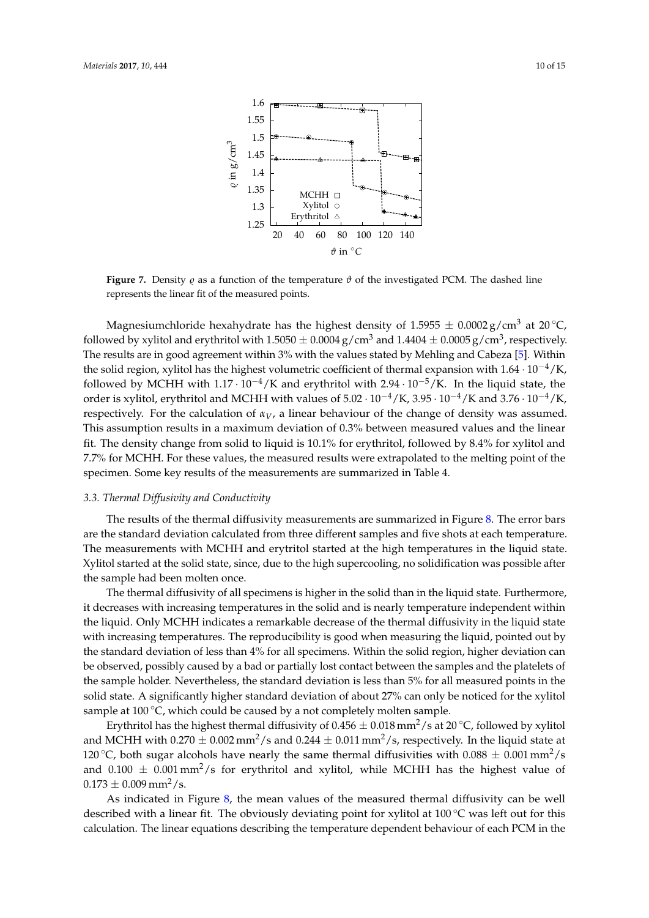**Figure 7.** Density $\varrho$ as a function of the temperature $\vartheta$ of the investigated PCM. The dashed line represents the linear fit of the measured points.

Magnesiumchloride hexahydrate has the highest density of $1.5955 \pm 0.0002\,\mathrm{g/cm^3}$ at $20\,^{\circ}\mathrm{C}$, followed by xylitol and erythritol with $1.5050 \pm 0.0004\,\mathrm{g/cm^3}$ and $1.4404 \pm 0.0005\,\mathrm{g/cm^3}$, respectively. The results are in good agreement within 3% with the values stated by Mehling and Cabeza [5]. Within the solid region, xylitol has the highest volumetric coefficient of thermal expansion with $1.64 \cdot 10^{-4}/\mathrm{K}$, followed by MCHH with $1.17 \cdot 10^{-4}/\mathrm{K}$ and erythritol with $2.94 \cdot 10^{-5}/\mathrm{K}$. In the liquid state, the order is xylitol, erythritol and MCHH with values of $5.02 \cdot 10^{-4}/\mathrm{K}$, $3.95 \cdot 10^{-4}/\mathrm{K}$ and $3.76 \cdot 10^{-4}/\mathrm{K}$, respectively. For the calculation of $\alpha_V$, a linear behaviour of the change of density was assumed. This assumption results in a maximum deviation of 0.3% between measured values and the linear fit. The density change from solid to liquid is 10.1% for erythritol, followed by 8.4% for xylitol and 7.7% for MCHH. For these values, the measured results were extrapolated to the melting point of the specimen. Some key results of the measurements are summarized in Table 4.

### 3.3. Thermal Diffusivity and Conductivity

The results of the thermal diffusivity measurements are summarized in Figure 8. The error bars are the standard deviation calculated from three different samples and five shots at each temperature. The measurements with MCHH and erytritol started at the high temperatures in the liquid state. Xylitol started at the solid state, since, due to the high supercooling, no solidification was possible after the sample had been molten once.

The thermal diffusivity of all specimens is higher in the solid than in the liquid state. Furthermore, it decreases with increasing temperatures in the solid and is nearly temperature independent within the liquid. Only MCHH indicates a remarkable decrease of the thermal diffusivity in the liquid state with increasing temperatures. The reproducibility is good when measuring the liquid, pointed out by the standard deviation of less than 4% for all specimens. Within the solid region, higher deviation can be observed, possibly caused by a bad or partially lost contact between the samples and the platelets of the sample holder. Nevertheless, the standard deviation is less than 5% for all measured points in the solid state. A significantly higher standard deviation of about 27% can only be noticed for the xylitol sample at $100\,^{\circ}\mathrm{C}$, which could be caused by a not completely molten sample.

Erythritol has the highest thermal diffusivity of $0.456 \pm 0.018\,\mathrm{mm^2/s}$ at $20\,^{\circ}\mathrm{C}$, followed by xylitol and MCHH with $0.270 \pm 0.002\,\mathrm{mm^2/s}$ and $0.244 \pm 0.011\,\mathrm{mm^2/s}$, respectively. In the liquid state at $120\,^{\circ}\mathrm{C}$, both sugar alcohols have nearly the same thermal diffusivities with $0.088 \pm 0.001\,\mathrm{mm^2/s}$ and $0.100 \pm 0.001\,\mathrm{mm^2/s}$ for erythritol and xylitol, while MCHH has the highest value of $0.173 \pm 0.009\,\mathrm{mm^2/s}$.

As indicated in Figure 8, the mean values of the measured thermal diffusivity can be well described with a linear fit. The obviously deviating point for xylitol at $100\,^{\circ}\mathrm{C}$ was left out for this calculation. The linear equations describing the temperature dependent behaviour of each PCM in the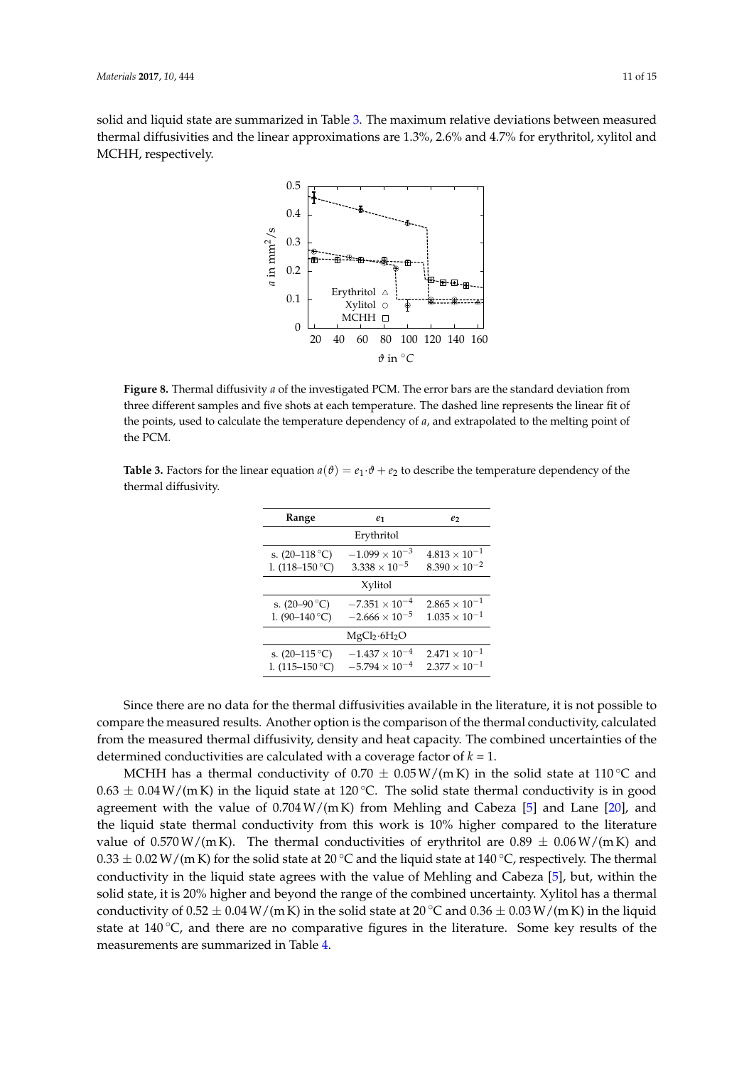solid and liquid state are summarized in Table 3. The maximum relative deviations between measured thermal diffusivities and the linear approximations are 1.3%, 2.6% and 4.7% for erythritol, xylitol and MCHH, respectively.

**Figure 8.** Thermal diffusivity $a$ of the investigated PCM. The error bars are the standard deviation from three different samples and five shots at each temperature. The dashed line represents the linear fit of the points, used to calculate the temperature dependency of $a$, and extrapolated to the melting point of the PCM.

**Table 3.** Factors for the linear equation $a(\vartheta) = e_1 \cdot \vartheta + e_2$ to describe the temperature dependency of the thermal diffusivity.

| Range | $e_1$ | $e_2$ |
|---|---|---|
| | Erythritol | |
| s. (20–118 °C) | $-1.099 \times 10^{-3}$ | $4.813 \times 10^{-1}$ |
| l. (118–150 °C) | $3.338 \times 10^{-5}$ | $8.390 \times 10^{-2}$ |
| | Xylitol | |
| s. (20–90 °C) | $-7.351 \times 10^{-4}$ | $2.865 \times 10^{-1}$ |
| l. (90–140 °C) | $-2.666 \times 10^{-5}$ | $1.035 \times 10^{-1}$ |
| | $MgCl_2 \cdot 6H_2O$ | |
| s. (20–115 °C) | $-1.437 \times 10^{-4}$ | $2.471 \times 10^{-1}$ |
| l. (115–150 °C) | $-5.794 \times 10^{-4}$ | $2.377 \times 10^{-1}$ |

Since there are no data for the thermal diffusivities available in the literature, it is not possible to compare the measured results. Another option is the comparison of the thermal conductivity, calculated from the measured thermal diffusivity, density and heat capacity. The combined uncertainties of the determined conductivities are calculated with a coverage factor of $k = 1$.

MCHH has a thermal conductivity of $0.70 \pm 0.05$ W/(m K) in the solid state at 110 °C and $0.63 \pm 0.04$ W/(m K) in the liquid state at 120 °C. The solid state thermal conductivity is in good agreement with the value of 0.704 W/(m K) from Mehling and Cabeza [5] and Lane [20], and the liquid state thermal conductivity from this work is 10% higher compared to the literature value of 0.570 W/(m K). The thermal conductivities of erythritol are $0.89 \pm 0.06$ W/(m K) and $0.33 \pm 0.02$ W/(m K) for the solid state at 20 °C and the liquid state at 140 °C, respectively. The thermal conductivity in the liquid state agrees with the value of Mehling and Cabeza [5], but, within the solid state, it is 20% higher and beyond the range of the combined uncertainty. Xylitol has a thermal conductivity of $0.52 \pm 0.04$ W/(m K) in the solid state at 20 °C and $0.36 \pm 0.03$ W/(m K) in the liquid state at 140 °C, and there are no comparative figures in the literature. Some key results of the measurements are summarized in Table 4.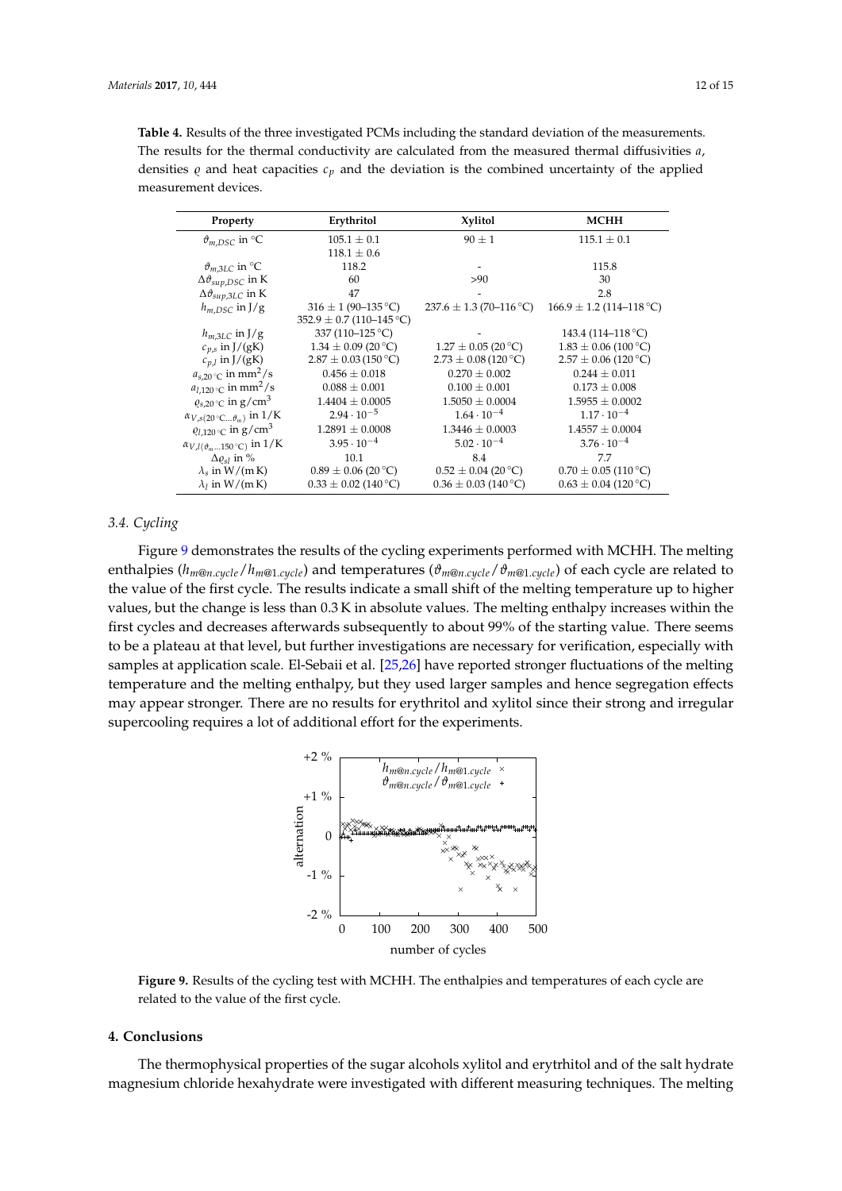**Table 4.** Results of the three investigated PCMs including the standard deviation of the measurements. The results for the thermal conductivity are calculated from the measured thermal diffusivities $a$, densities $\varrho$ and heat capacities $c_p$ and the deviation is the combined uncertainty of the applied measurement devices.

| Property | Erythritol | Xylitol | MCHH |
|---|---|---|---|
| $\vartheta_{m,DSC}$ in °C | 105.1 ± 0.1<br>118.1 ± 0.6 | 90 ± 1 | 115.1 ± 0.1 |
| $\vartheta_{m,3LC}$ in °C | 118.2 | - | 115.8 |
| $\Delta\vartheta_{sup,DSC}$ in K | 60 | >90 | 30 |
| $\Delta\vartheta_{sup,3LC}$ in K | 47 | - | 2.8 |
| $h_{m,DSC}$ in J/g | 316 ± 1 (90–135 °C)<br>352.9 ± 0.7 (110–145 °C) | 237.6 ± 1.3 (70–116 °C) | 166.9 ± 1.2 (114–118 °C) |
| $h_{m,3LC}$ in J/g | 337 (110–125 °C) | - | 143.4 (114–118 °C) |
| $c_{p,s}$ in J/(gK) | 1.34 ± 0.09 (20 °C) | 1.27 ± 0.05 (20 °C) | 1.83 ± 0.06 (100 °C) |
| $c_{p,l}$ in J/(gK) | 2.87 ± 0.03 (150 °C) | 2.73 ± 0.08 (120 °C) | 2.57 ± 0.06 (120 °C) |
| $a_{s,20\,°C}$ in mm$^2$/s | 0.456 ± 0.018 | 0.270 ± 0.002 | 0.244 ± 0.011 |
| $a_{l,120\,°C}$ in mm$^2$/s | 0.088 ± 0.001 | 0.100 ± 0.001 | 0.173 ± 0.008 |
| $\varrho_{s,20\,°C}$ in g/cm$^3$ | 1.4404 ± 0.0005 | 1.5050 ± 0.0004 | 1.5955 ± 0.0002 |
| $\alpha_{V,s(20\,°C...\vartheta_m)}$ in 1/K | $2.94 \cdot 10^{-5}$ | $1.64 \cdot 10^{-4}$ | $1.17 \cdot 10^{-4}$ |
| $\varrho_{l,120\,°C}$ in g/cm$^3$ | 1.2891 ± 0.0008 | 1.3446 ± 0.0003 | 1.4557 ± 0.0004 |
| $\alpha_{V,l(\vartheta_m...150\,°C)}$ in 1/K | $3.95 \cdot 10^{-4}$ | $5.02 \cdot 10^{-4}$ | $3.76 \cdot 10^{-4}$ |
| $\Delta\varrho_{sl}$ in % | 10.1 | 8.4 | 7.7 |
| $\lambda_s$ in W/(m K) | 0.89 ± 0.06 (20 °C) | 0.52 ± 0.04 (20 °C) | 0.70 ± 0.05 (110 °C) |
| $\lambda_l$ in W/(m K) | 0.33 ± 0.02 (140 °C) | 0.36 ± 0.03 (140 °C) | 0.63 ± 0.04 (120 °C) |

### 3.4. Cycling

Figure 9 demonstrates the results of the cycling experiments performed with MCHH. The melting enthalpies ($h_{m@n.cycle}/h_{m@1.cycle}$) and temperatures ($\vartheta_{m@n.cycle}/\vartheta_{m@1.cycle}$) of each cycle are related to the value of the first cycle. The results indicate a small shift of the melting temperature up to higher values, but the change is less than 0.3 K in absolute values. The melting enthalpy increases within the first cycles and decreases afterwards subsequently to about 99% of the starting value. There seems to be a plateau at that level, but further investigations are necessary for verification, especially with samples at application scale. El-Sebaii et al. [25,26] have reported stronger fluctuations of the melting temperature and the melting enthalpy, but they used larger samples and hence segregation effects may appear stronger. There are no results for erythritol and xylitol since their strong and irregular supercooling requires a lot of additional effort for the experiments.

**Figure 9.** Results of the cycling test with MCHH. The enthalpies and temperatures of each cycle are related to the value of the first cycle.

## 4. Conclusions

The thermophysical properties of the sugar alcohols xylitol and erytrhitol and of the salt hydrate magnesium chloride hexahydrate were investigated with different measuring techniques. The melting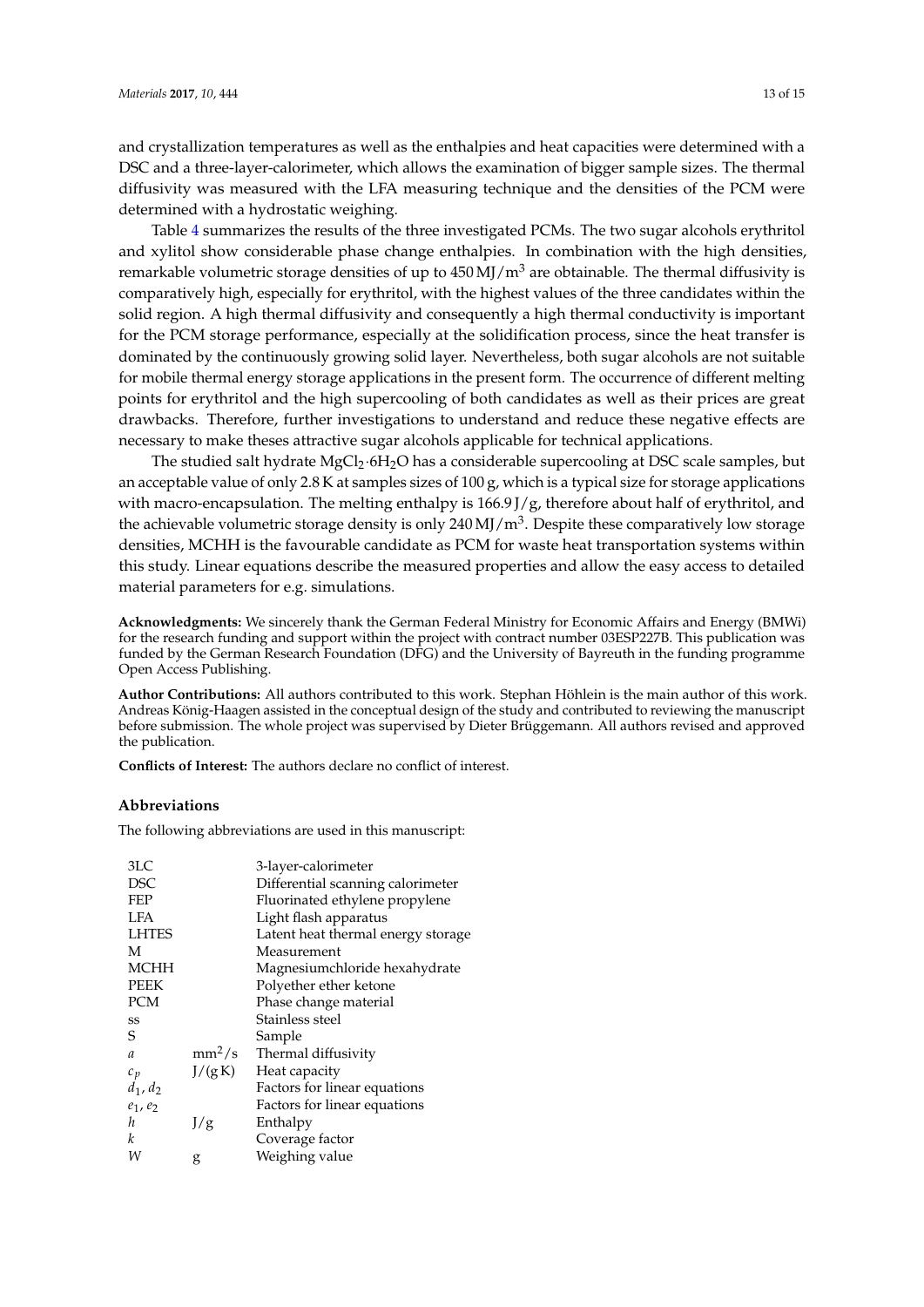and crystallization temperatures as well as the enthalpies and heat capacities were determined with a DSC and a three-layer-calorimeter, which allows the examination of bigger sample sizes. The thermal diffusivity was measured with the LFA measuring technique and the densities of the PCM were determined with a hydrostatic weighing.

Table 4 summarizes the results of the three investigated PCMs. The two sugar alcohols erythritol and xylitol show considerable phase change enthalpies. In combination with the high densities, remarkable volumetric storage densities of up to $450\,\mathrm{MJ/m^3}$ are obtainable. The thermal diffusivity is comparatively high, especially for erythritol, with the highest values of the three candidates within the solid region. A high thermal diffusivity and consequently a high thermal conductivity is important for the PCM storage performance, especially at the solidification process, since the heat transfer is dominated by the continuously growing solid layer. Nevertheless, both sugar alcohols are not suitable for mobile thermal energy storage applications in the present form. The occurrence of different melting points for erythritol and the high supercooling of both candidates as well as their prices are great drawbacks. Therefore, further investigations to understand and reduce these negative effects are necessary to make theses attractive sugar alcohols applicable for technical applications.

The studied salt hydrate $MgCl_2 \cdot 6H_2O$ has a considerable supercooling at DSC scale samples, but an acceptable value of only 2.8 K at samples sizes of 100 g, which is a typical size for storage applications with macro-encapsulation. The melting enthalpy is 166.9 J/g, therefore about half of erythritol, and the achievable volumetric storage density is only $240\,\mathrm{MJ/m^3}$. Despite these comparatively low storage densities, MCHH is the favourable candidate as PCM for waste heat transportation systems within this study. Linear equations describe the measured properties and allow the easy access to detailed material parameters for e.g. simulations.

**Acknowledgments:** We sincerely thank the German Federal Ministry for Economic Affairs and Energy (BMWi) for the research funding and support within the project with contract number 03ESP227B. This publication was funded by the German Research Foundation (DFG) and the University of Bayreuth in the funding programme Open Access Publishing.

**Author Contributions:** All authors contributed to this work. Stephan Höhlein is the main author of this work. Andreas König-Haagen assisted in the conceptual design of the study and contributed to reviewing the manuscript before submission. The whole project was supervised by Dieter Brüggemann. All authors revised and approved the publication.

**Conflicts of Interest:** The authors declare no conflict of interest.

## Abbreviations

The following abbreviations are used in this manuscript:

| | | |
|---|---|---|
| 3LC | | 3-layer-calorimeter |
| DSC | | Differential scanning calorimeter |
| FEP | | Fluorinated ethylene propylene |
| LFA | | Light flash apparatus |
| LHTES | | Latent heat thermal energy storage |
| M | | Measurement |
| MCHH | | Magnesiumchloride hexahydrate |
| PEEK | | Polyether ether ketone |
| PCM | | Phase change material |
| ss | | Stainless steel |
| S | | Sample |
| $a$ | $\mathrm{mm^2/s}$ | Thermal diffusivity |
| $c_p$ | J/(g K) | Heat capacity |
| $d_1, d_2$ | | Factors for linear equations |
| $e_1, e_2$ | | Factors for linear equations |
| $h$ | J/g | Enthalpy |
| $k$ | | Coverage factor |
| $W$ | g | Weighing value |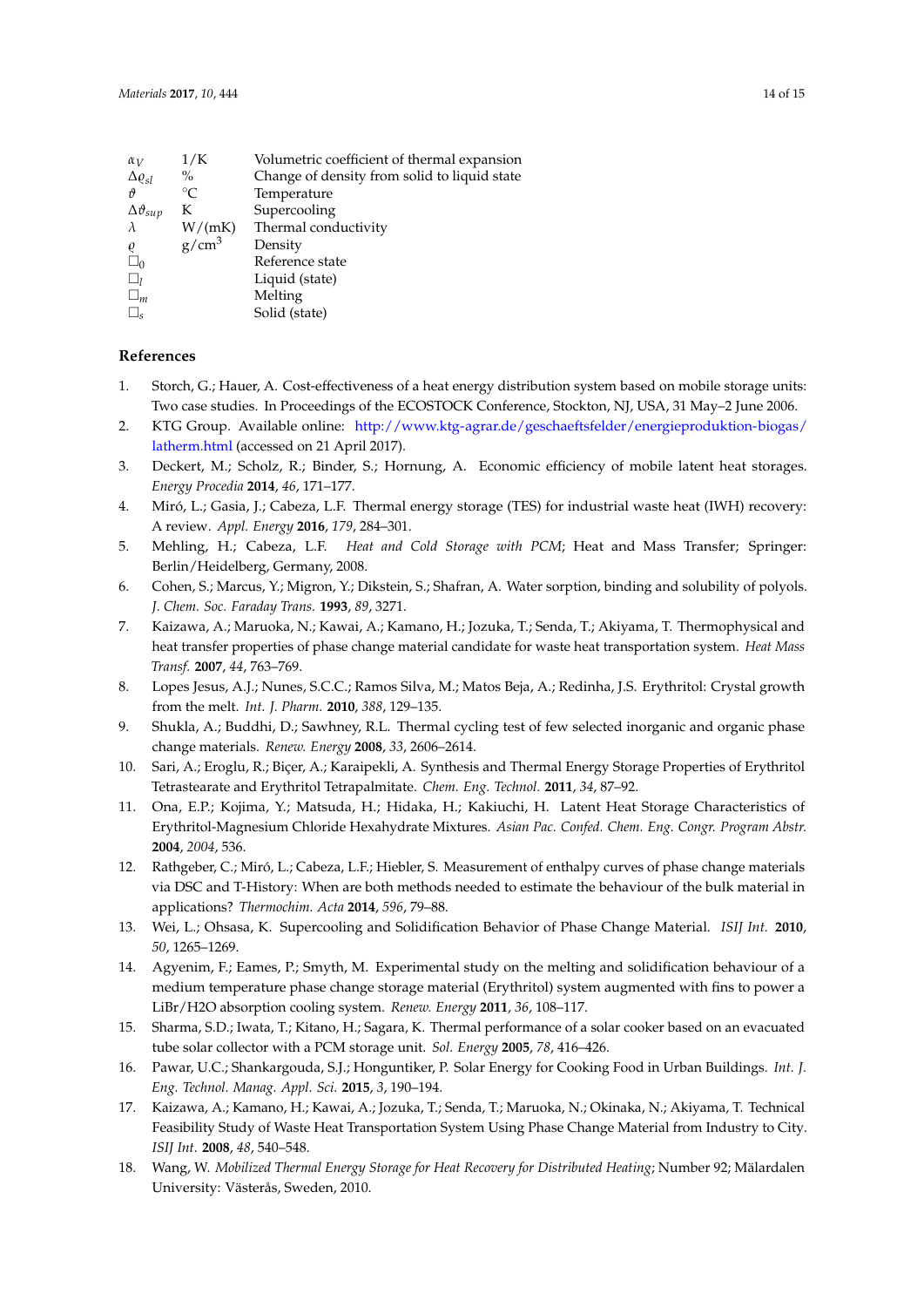| | | |
|---|---|---|
| $\alpha_V$ | 1/K | Volumetric coefficient of thermal expansion |
| $\Delta\varrho_{sl}$ | % | Change of density from solid to liquid state |
| $\vartheta$ | °C | Temperature |
| $\Delta\vartheta_{sup}$ | K | Supercooling |
| $\lambda$ | W/(mK) | Thermal conductivity |
| $\varrho$ | g/cm$^3$ | Density |
| $\square_0$ | | Reference state |
| $\square_l$ | | Liquid (state) |
| $\square_m$ | | Melting |
| $\square_s$ | | Solid (state) |

## References

1. Storch, G.; Hauer, A. Cost-effectiveness of a heat energy distribution system based on mobile storage units: Two case studies. In Proceedings of the ECOSTOCK Conference, Stockton, NJ, USA, 31 May–2 June 2006.
2. KTG Group. Available online: http://www.ktg-agrar.de/geschaeftsfelder/energieproduktion-biogas/latherm.html (accessed on 21 April 2017).
3. Deckert, M.; Scholz, R.; Binder, S.; Hornung, A. Economic efficiency of mobile latent heat storages. *Energy Procedia* **2014**, *46*, 171–177.
4. Miró, L.; Gasia, J.; Cabeza, L.F. Thermal energy storage (TES) for industrial waste heat (IWH) recovery: A review. *Appl. Energy* **2016**, *179*, 284–301.
5. Mehling, H.; Cabeza, L.F. *Heat and Cold Storage with PCM*; Heat and Mass Transfer; Springer: Berlin/Heidelberg, Germany, 2008.
6. Cohen, S.; Marcus, Y.; Migron, Y.; Dikstein, S.; Shafran, A. Water sorption, binding and solubility of polyols. *J. Chem. Soc. Faraday Trans.* **1993**, *89*, 3271.
7. Kaizawa, A.; Maruoka, N.; Kawai, A.; Kamano, H.; Jozuka, T.; Senda, T.; Akiyama, T. Thermophysical and heat transfer properties of phase change material candidate for waste heat transportation system. *Heat Mass Transf.* **2007**, *44*, 763–769.
8. Lopes Jesus, A.J.; Nunes, S.C.C.; Ramos Silva, M.; Matos Beja, A.; Redinha, J.S. Erythritol: Crystal growth from the melt. *Int. J. Pharm.* **2010**, *388*, 129–135.
9. Shukla, A.; Buddhi, D.; Sawhney, R.L. Thermal cycling test of few selected inorganic and organic phase change materials. *Renew. Energy* **2008**, *33*, 2606–2614.
10. Sari, A.; Eroglu, R.; Biçer, A.; Karaipekli, A. Synthesis and Thermal Energy Storage Properties of Erythritol Tetrastearate and Erythritol Tetrapalmitate. *Chem. Eng. Technol.* **2011**, *34*, 87–92.
11. Ona, E.P.; Kojima, Y.; Matsuda, H.; Hidaka, H.; Kakiuchi, H. Latent Heat Storage Characteristics of Erythritol-Magnesium Chloride Hexahydrate Mixtures. *Asian Pac. Confed. Chem. Eng. Congr. Program Abstr.* **2004**, *2004*, 536.
12. Rathgeber, C.; Miró, L.; Cabeza, L.F.; Hiebler, S. Measurement of enthalpy curves of phase change materials via DSC and T-History: When are both methods needed to estimate the behaviour of the bulk material in applications? *Thermochim. Acta* **2014**, *596*, 79–88.
13. Wei, L.; Ohsasa, K. Supercooling and Solidification Behavior of Phase Change Material. *ISIJ Int.* **2010**, *50*, 1265–1269.
14. Agyenim, F.; Eames, P.; Smyth, M. Experimental study on the melting and solidification behaviour of a medium temperature phase change storage material (Erythritol) system augmented with fins to power a LiBr/H2O absorption cooling system. *Renew. Energy* **2011**, *36*, 108–117.
15. Sharma, S.D.; Iwata, T.; Kitano, H.; Sagara, K. Thermal performance of a solar cooker based on an evacuated tube solar collector with a PCM storage unit. *Sol. Energy* **2005**, *78*, 416–426.
16. Pawar, U.C.; Shankargouda, S.J.; Honguntiker, P. Solar Energy for Cooking Food in Urban Buildings. *Int. J. Eng. Technol. Manag. Appl. Sci.* **2015**, *3*, 190–194.
17. Kaizawa, A.; Kamano, H.; Kawai, A.; Jozuka, T.; Senda, T.; Maruoka, N.; Okinaka, N.; Akiyama, T. Technical Feasibility Study of Waste Heat Transportation System Using Phase Change Material from Industry to City. *ISIJ Int.* **2008**, *48*, 540–548.
18. Wang, W. *Mobilized Thermal Energy Storage for Heat Recovery for Distributed Heating*; Number 92; Mälardalen University: Västerås, Sweden, 2010.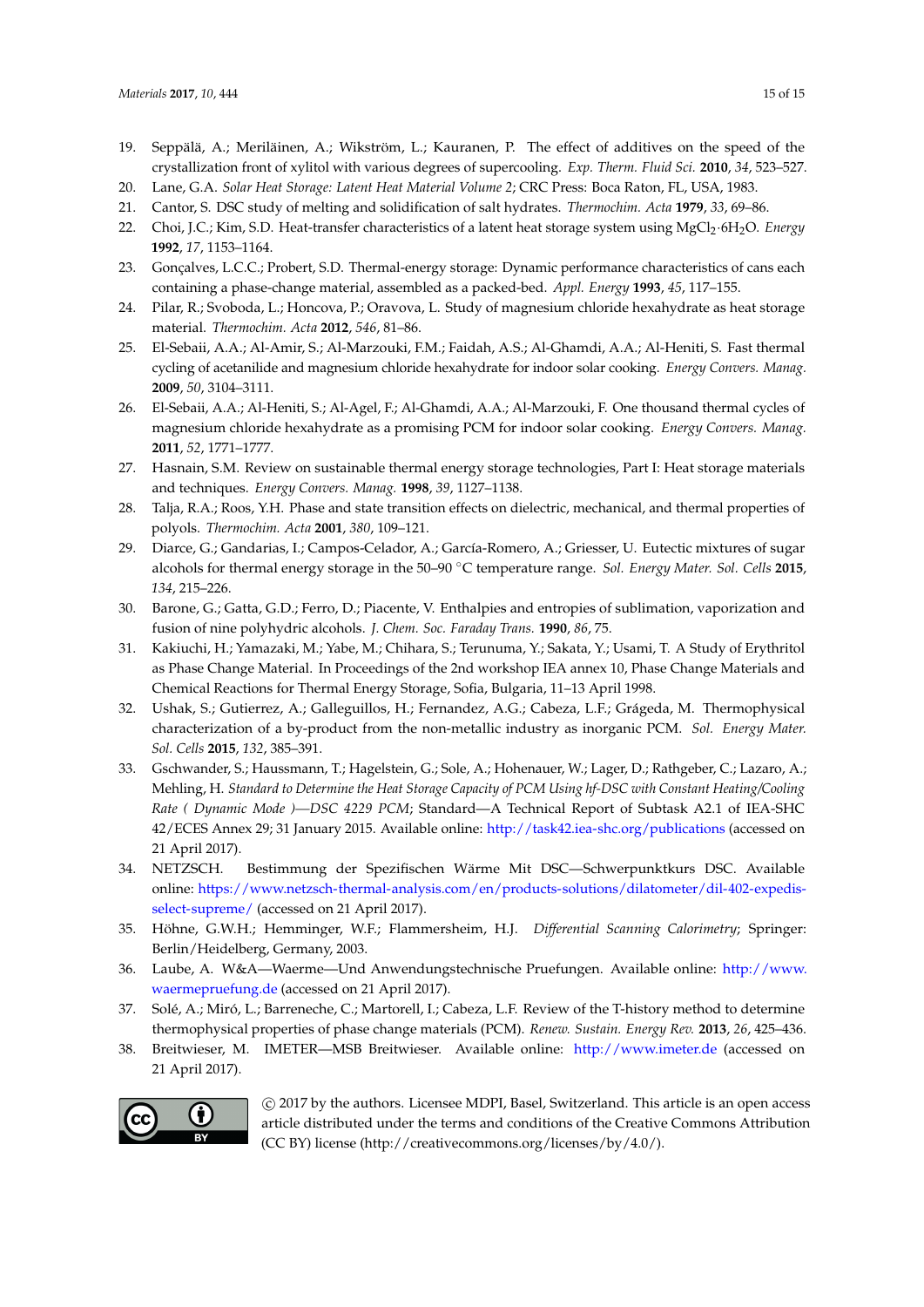19. Seppälä, A.; Meriläinen, A.; Wikström, L.; Kauranen, P. The effect of additives on the speed of the crystallization front of xylitol with various degrees of supercooling. *Exp. Therm. Fluid Sci.* **2010**, *34*, 523–527.
20. Lane, G.A. *Solar Heat Storage: Latent Heat Material Volume 2*; CRC Press: Boca Raton, FL, USA, 1983.
21. Cantor, S. DSC study of melting and solidification of salt hydrates. *Thermochim. Acta* **1979**, *33*, 69–86.
22. Choi, J.C.; Kim, S.D. Heat-transfer characteristics of a latent heat storage system using $MgCl_2 \cdot 6H_2O$. *Energy* **1992**, *17*, 1153–1164.
23. Gonçalves, L.C.C.; Probert, S.D. Thermal-energy storage: Dynamic performance characteristics of cans each containing a phase-change material, assembled as a packed-bed. *Appl. Energy* **1993**, *45*, 117–155.
24. Pilar, R.; Svoboda, L.; Honcova, P.; Oravova, L. Study of magnesium chloride hexahydrate as heat storage material. *Thermochim. Acta* **2012**, *546*, 81–86.
25. El-Sebaii, A.A.; Al-Amir, S.; Al-Marzouki, F.M.; Faidah, A.S.; Al-Ghamdi, A.A.; Al-Heniti, S. Fast thermal cycling of acetanilide and magnesium chloride hexahydrate for indoor solar cooking. *Energy Convers. Manag.* **2009**, *50*, 3104–3111.
26. El-Sebaii, A.A.; Al-Heniti, S.; Al-Agel, F.; Al-Ghamdi, A.A.; Al-Marzouki, F. One thousand thermal cycles of magnesium chloride hexahydrate as a promising PCM for indoor solar cooking. *Energy Convers. Manag.* **2011**, *52*, 1771–1777.
27. Hasnain, S.M. Review on sustainable thermal energy storage technologies, Part I: Heat storage materials and techniques. *Energy Convers. Manag.* **1998**, *39*, 1127–1138.
28. Talja, R.A.; Roos, Y.H. Phase and state transition effects on dielectric, mechanical, and thermal properties of polyols. *Thermochim. Acta* **2001**, *380*, 109–121.
29. Diarce, G.; Gandarias, I.; Campos-Celador, A.; García-Romero, A.; Griesser, U. Eutectic mixtures of sugar alcohols for thermal energy storage in the 50–90 °C temperature range. *Sol. Energy Mater. Sol. Cells* **2015**, *134*, 215–226.
30. Barone, G.; Gatta, G.D.; Ferro, D.; Piacente, V. Enthalpies and entropies of sublimation, vaporization and fusion of nine polyhydric alcohols. *J. Chem. Soc. Faraday Trans.* **1990**, *86*, 75.
31. Kakiuchi, H.; Yamazaki, M.; Yabe, M.; Chihara, S.; Terunuma, Y.; Sakata, Y.; Usami, T. A Study of Erythritol as Phase Change Material. In Proceedings of the 2nd workshop IEA annex 10, Phase Change Materials and Chemical Reactions for Thermal Energy Storage, Sofia, Bulgaria, 11–13 April 1998.
32. Ushak, S.; Gutierrez, A.; Galleguillos, H.; Fernandez, A.G.; Cabeza, L.F.; Grágeda, M. Thermophysical characterization of a by-product from the non-metallic industry as inorganic PCM. *Sol. Energy Mater. Sol. Cells* **2015**, *132*, 385–391.
33. Gschwander, S.; Haussmann, T.; Hagelstein, G.; Sole, A.; Hohenauer, W.; Lager, D.; Rathgeber, C.; Lazaro, A.; Mehling, H. *Standard to Determine the Heat Storage Capacity of PCM Using hf-DSC with Constant Heating/Cooling Rate ( Dynamic Mode )—DSC 4229 PCM*; Standard—A Technical Report of Subtask A2.1 of IEA-SHC 42/ECES Annex 29; 31 January 2015. Available online: http://task42.iea-shc.org/publications (accessed on 21 April 2017).
34. NETZSCH. Bestimmung der Spezifischen Wärme Mit DSC—Schwerpunktkurs DSC. Available online: https://www.netzsch-thermal-analysis.com/en/products-solutions/dilatometer/dil-402-expedis-select-supreme/ (accessed on 21 April 2017).
35. Höhne, G.W.H.; Hemminger, W.F.; Flammersheim, H.J. *Differential Scanning Calorimetry*; Springer: Berlin/Heidelberg, Germany, 2003.
36. Laube, A. W&A—Waerme—Und Anwendungstechnische Pruefungen. Available online: http://www.waermepruefung.de (accessed on 21 April 2017).
37. Solé, A.; Miró, L.; Barreneche, C.; Martorell, I.; Cabeza, L.F. Review of the T-history method to determine thermophysical properties of phase change materials (PCM). *Renew. Sustain. Energy Rev.* **2013**, *26*, 425–436.
38. Breitwieser, M. IMETER—MSB Breitwieser. Available online: http://www.imeter.de (accessed on 21 April 2017).

© 2017 by the authors. Licensee MDPI, Basel, Switzerland. This article is an open access article distributed under the terms and conditions of the Creative Commons Attribution (CC BY) license (http://creativecommons.org/licenses/by/4.0/).